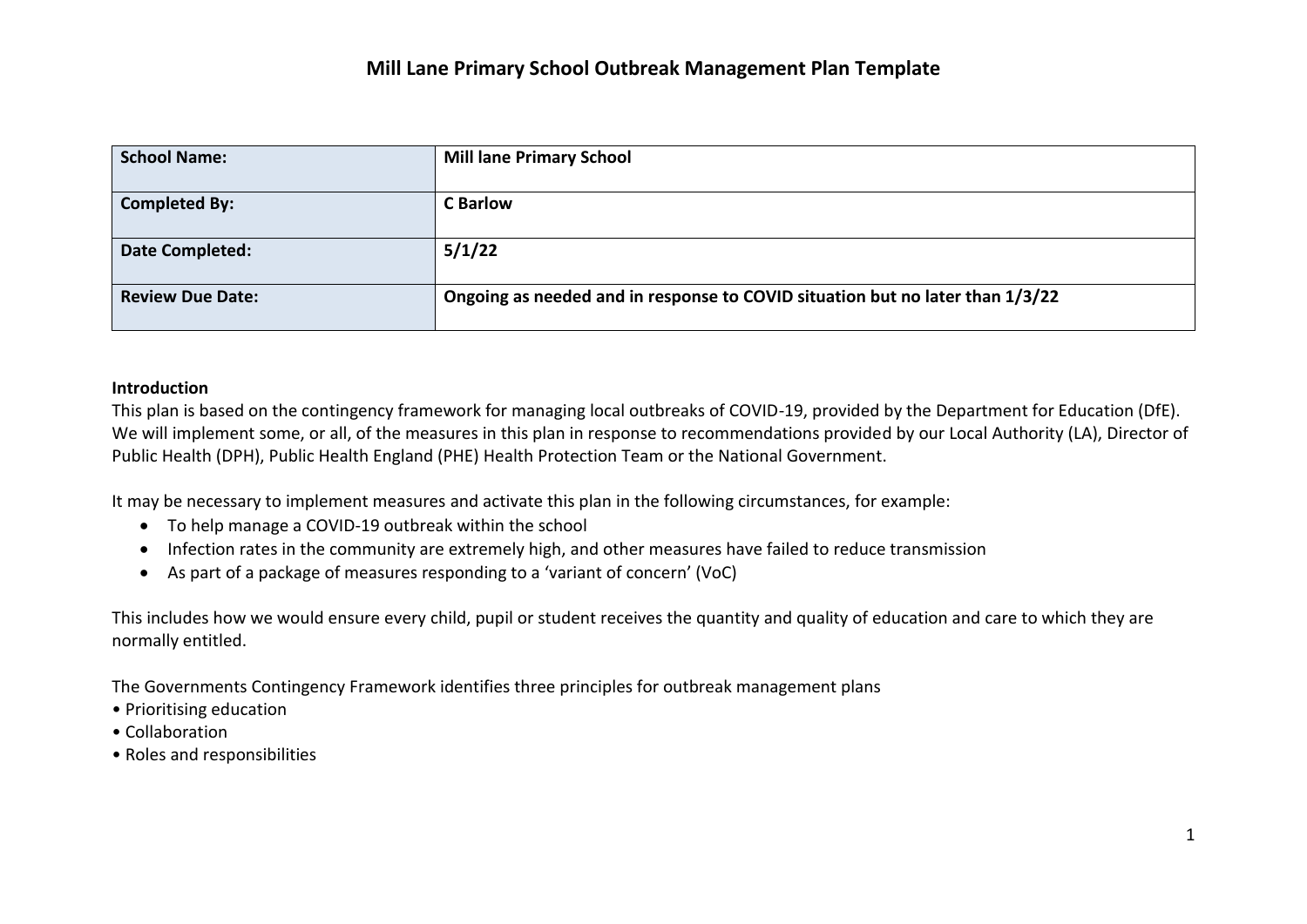# Mill Lane Primary School Outbreak Management Plan Template

| **School Name:** | **Mill lane Primary School** |
|---|---|
| **Completed By:** | **C Barlow** |
| **Date Completed:** | **5/1/22** |
| **Review Due Date:** | **Ongoing as needed and in response to COVID situation but no later than 1/3/22** |

**Introduction**

This plan is based on the contingency framework for managing local outbreaks of COVID-19, provided by the Department for Education (DfE). We will implement some, or all, of the measures in this plan in response to recommendations provided by our Local Authority (LA), Director of Public Health (DPH), Public Health England (PHE) Health Protection Team or the National Government.

It may be necessary to implement measures and activate this plan in the following circumstances, for example:

- To help manage a COVID-19 outbreak within the school
- Infection rates in the community are extremely high, and other measures have failed to reduce transmission
- As part of a package of measures responding to a 'variant of concern' (VoC)

This includes how we would ensure every child, pupil or student receives the quantity and quality of education and care to which they are normally entitled.

The Governments Contingency Framework identifies three principles for outbreak management plans

- Prioritising education
- Collaboration
- Roles and responsibilities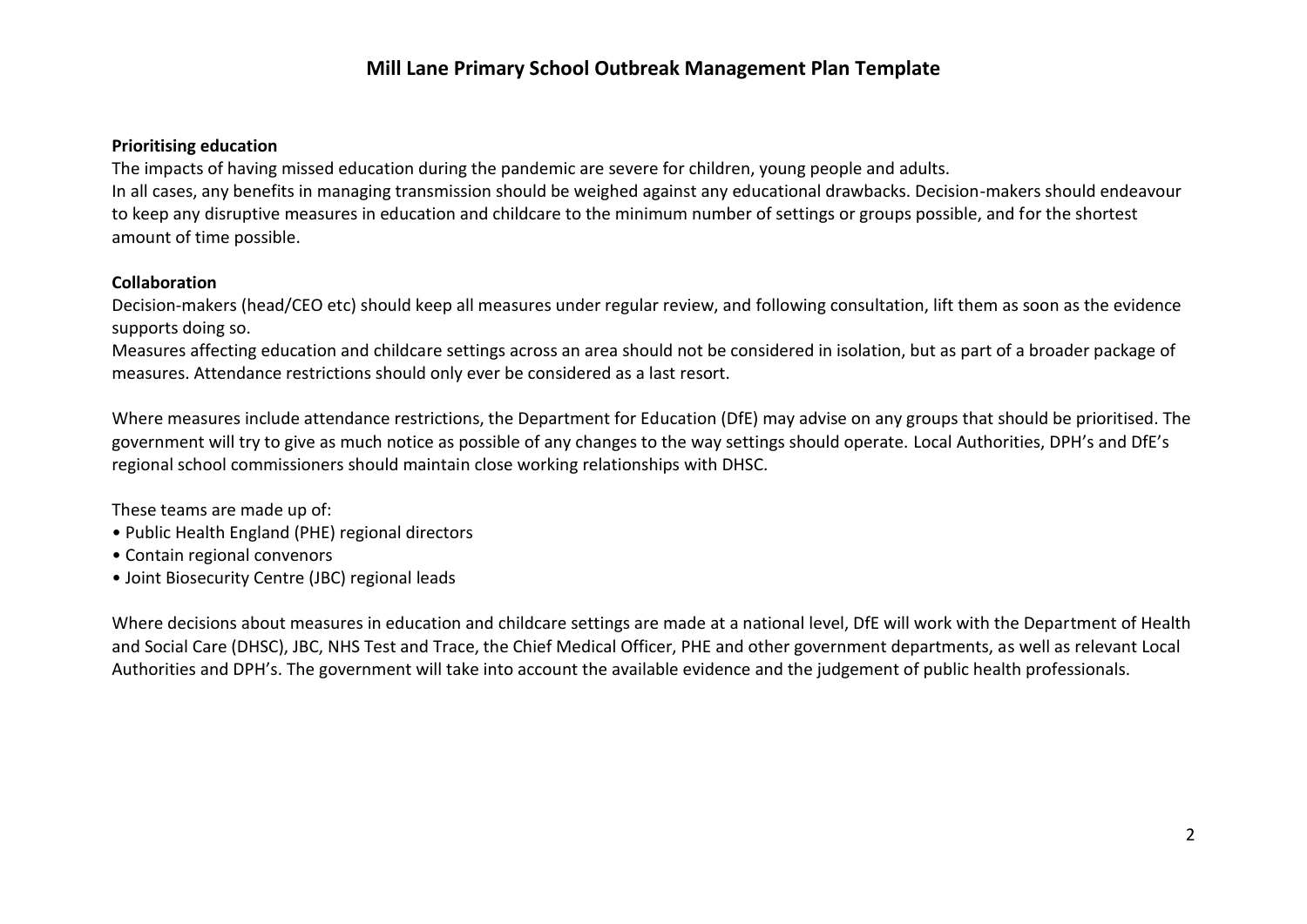# Mill Lane Primary School Outbreak Management Plan Template

**Prioritising education**

The impacts of having missed education during the pandemic are severe for children, young people and adults.
In all cases, any benefits in managing transmission should be weighed against any educational drawbacks. Decision-makers should endeavour to keep any disruptive measures in education and childcare to the minimum number of settings or groups possible, and for the shortest amount of time possible.

**Collaboration**

Decision-makers (head/CEO etc) should keep all measures under regular review, and following consultation, lift them as soon as the evidence supports doing so.
Measures affecting education and childcare settings across an area should not be considered in isolation, but as part of a broader package of measures. Attendance restrictions should only ever be considered as a last resort.

Where measures include attendance restrictions, the Department for Education (DfE) may advise on any groups that should be prioritised. The government will try to give as much notice as possible of any changes to the way settings should operate. Local Authorities, DPH's and DfE's regional school commissioners should maintain close working relationships with DHSC.

These teams are made up of:

- Public Health England (PHE) regional directors
- Contain regional convenors
- Joint Biosecurity Centre (JBC) regional leads

Where decisions about measures in education and childcare settings are made at a national level, DfE will work with the Department of Health and Social Care (DHSC), JBC, NHS Test and Trace, the Chief Medical Officer, PHE and other government departments, as well as relevant Local Authorities and DPH's. The government will take into account the available evidence and the judgement of public health professionals.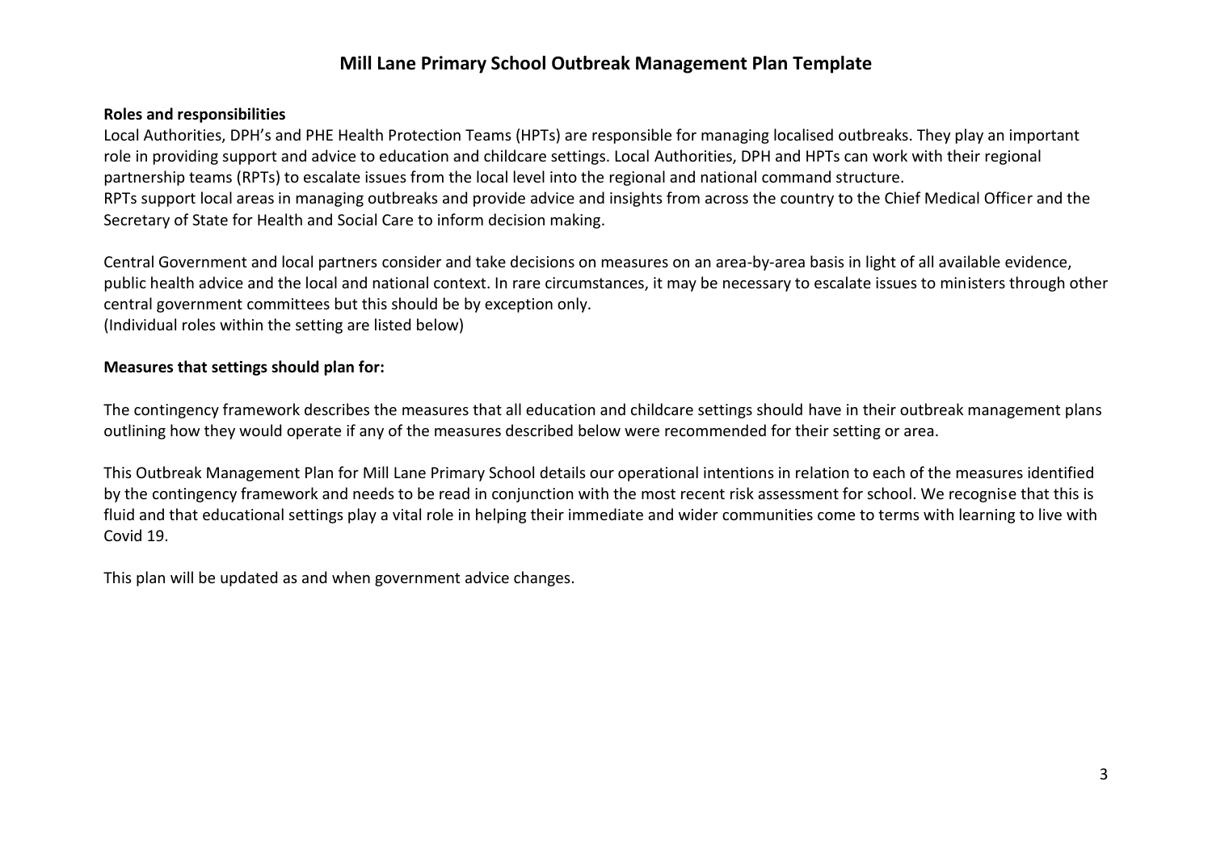# Mill Lane Primary School Outbreak Management Plan Template

**Roles and responsibilities**

Local Authorities, DPH's and PHE Health Protection Teams (HPTs) are responsible for managing localised outbreaks. They play an important role in providing support and advice to education and childcare settings. Local Authorities, DPH and HPTs can work with their regional partnership teams (RPTs) to escalate issues from the local level into the regional and national command structure.
RPTs support local areas in managing outbreaks and provide advice and insights from across the country to the Chief Medical Officer and the Secretary of State for Health and Social Care to inform decision making.

Central Government and local partners consider and take decisions on measures on an area-by-area basis in light of all available evidence, public health advice and the local and national context. In rare circumstances, it may be necessary to escalate issues to ministers through other central government committees but this should be by exception only.
(Individual roles within the setting are listed below)

**Measures that settings should plan for:**

The contingency framework describes the measures that all education and childcare settings should have in their outbreak management plans outlining how they would operate if any of the measures described below were recommended for their setting or area.

This Outbreak Management Plan for Mill Lane Primary School details our operational intentions in relation to each of the measures identified by the contingency framework and needs to be read in conjunction with the most recent risk assessment for school. We recognise that this is fluid and that educational settings play a vital role in helping their immediate and wider communities come to terms with learning to live with Covid 19.

This plan will be updated as and when government advice changes.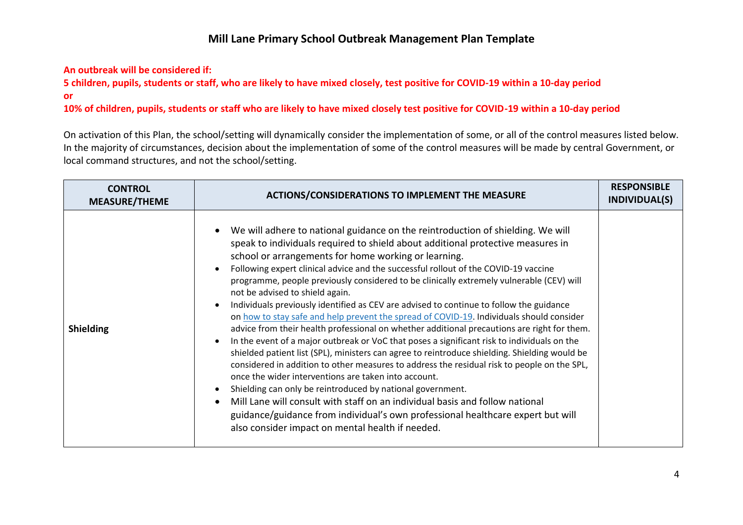# Mill Lane Primary School Outbreak Management Plan Template

**An outbreak will be considered if:**

**5 children, pupils, students or staff, who are likely to have mixed closely, test positive for COVID-19 within a 10-day period**

**or**

**10% of children, pupils, students or staff who are likely to have mixed closely test positive for COVID-19 within a 10-day period**

On activation of this Plan, the school/setting will dynamically consider the implementation of some, or all of the control measures listed below. In the majority of circumstances, decision about the implementation of some of the control measures will be made by central Government, or local command structures, and not the school/setting.

| CONTROL MEASURE/THEME | ACTIONS/CONSIDERATIONS TO IMPLEMENT THE MEASURE | RESPONSIBLE INDIVIDUAL(S) |
|---|---|---|
| **Shielding** | • We will adhere to national guidance on the reintroduction of shielding. We will speak to individuals required to shield about additional protective measures in school or arrangements for home working or learning.<br>• Following expert clinical advice and the successful rollout of the COVID-19 vaccine programme, people previously considered to be clinically extremely vulnerable (CEV) will not be advised to shield again.<br>• Individuals previously identified as CEV are advised to continue to follow the guidance on [how to stay safe and help prevent the spread of COVID-19](). Individuals should consider advice from their health professional on whether additional precautions are right for them.<br>• In the event of a major outbreak or VoC that poses a significant risk to individuals on the shielded patient list (SPL), ministers can agree to reintroduce shielding. Shielding would be considered in addition to other measures to address the residual risk to people on the SPL, once the wider interventions are taken into account.<br>• Shielding can only be reintroduced by national government.<br>• Mill Lane will consult with staff on an individual basis and follow national guidance/guidance from individual's own professional healthcare expert but will also consider impact on mental health if needed. | |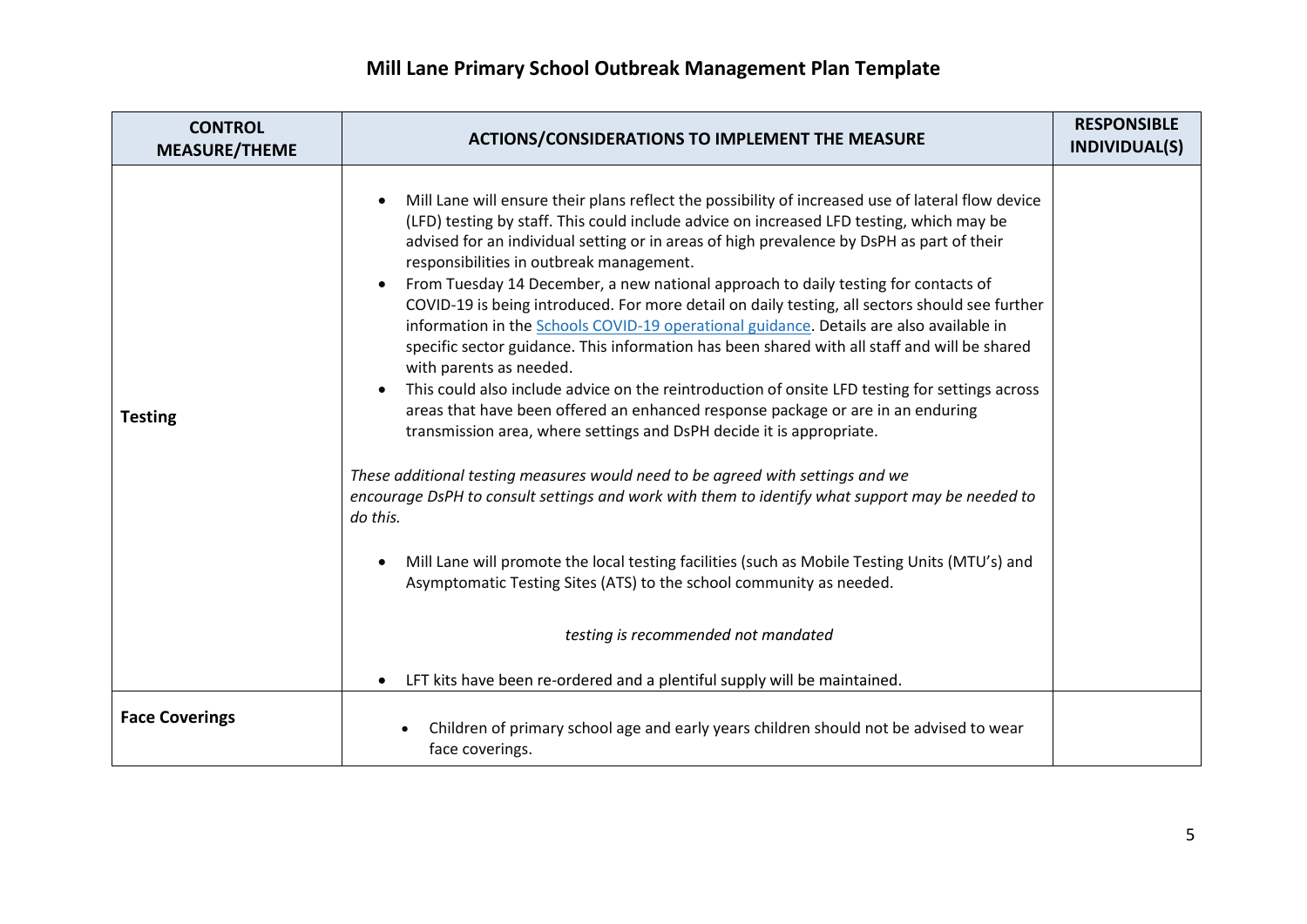# Mill Lane Primary School Outbreak Management Plan Template

| CONTROL MEASURE/THEME | ACTIONS/CONSIDERATIONS TO IMPLEMENT THE MEASURE | RESPONSIBLE INDIVIDUAL(S) |
|---|---|---|
| **Testing** | • Mill Lane will ensure their plans reflect the possibility of increased use of lateral flow device (LFD) testing by staff. This could include advice on increased LFD testing, which may be advised for an individual setting or in areas of high prevalence by DsPH as part of their responsibilities in outbreak management.<br>• From Tuesday 14 December, a new national approach to daily testing for contacts of COVID-19 is being introduced. For more detail on daily testing, all sectors should see further information in the [Schools COVID-19 operational guidance](). Details are also available in specific sector guidance. This information has been shared with all staff and will be shared with parents as needed.<br>• This could also include advice on the reintroduction of onsite LFD testing for settings across areas that have been offered an enhanced response package or are in an enduring transmission area, where settings and DsPH decide it is appropriate.<br><br>*These additional testing measures would need to be agreed with settings and we encourage DsPH to consult settings and work with them to identify what support may be needed to do this.*<br><br>• Mill Lane will promote the local testing facilities (such as Mobile Testing Units (MTU's) and Asymptomatic Testing Sites (ATS) to the school community as needed.<br><br>*testing is recommended not mandated*<br><br>• LFT kits have been re-ordered and a plentiful supply will be maintained. | |
| **Face Coverings** | • Children of primary school age and early years children should not be advised to wear face coverings. | |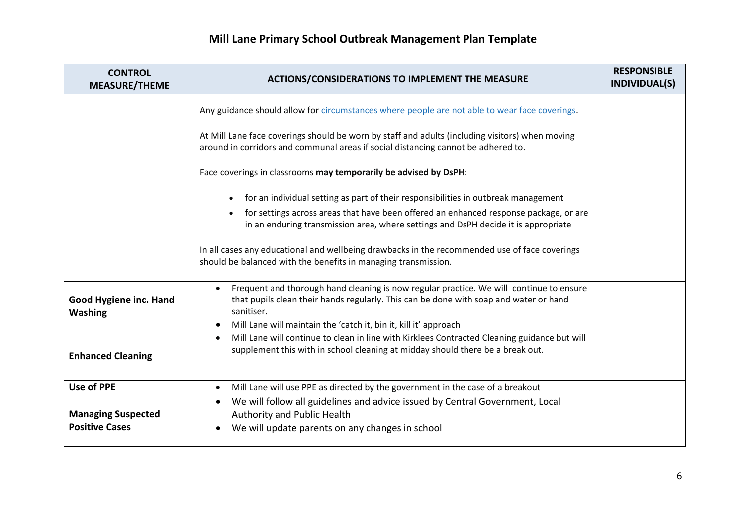# Mill Lane Primary School Outbreak Management Plan Template

| CONTROL MEASURE/THEME | ACTIONS/CONSIDERATIONS TO IMPLEMENT THE MEASURE | RESPONSIBLE INDIVIDUAL(S) |
| --- | --- | --- |
| | Any guidance should allow for circumstances where people are not able to wear face coverings.<br><br>At Mill Lane face coverings should be worn by staff and adults (including visitors) when moving around in corridors and communal areas if social distancing cannot be adhered to.<br><br>Face coverings in classrooms **may temporarily be advised by DsPH:**<br><br>• for an individual setting as part of their responsibilities in outbreak management<br>• for settings across areas that have been offered an enhanced response package, or are in an enduring transmission area, where settings and DsPH decide it is appropriate<br><br>In all cases any educational and wellbeing drawbacks in the recommended use of face coverings should be balanced with the benefits in managing transmission. | |
| **Good Hygiene inc. Hand Washing** | • Frequent and thorough hand cleaning is now regular practice. We will continue to ensure that pupils clean their hands regularly. This can be done with soap and water or hand sanitiser.<br>• Mill Lane will maintain the 'catch it, bin it, kill it' approach | |
| **Enhanced Cleaning** | • Mill Lane will continue to clean in line with Kirklees Contracted Cleaning guidance but will supplement this with in school cleaning at midday should there be a break out. | |
| **Use of PPE** | • Mill Lane will use PPE as directed by the government in the case of a breakout | |
| **Managing Suspected Positive Cases** | • We will follow all guidelines and advice issued by Central Government, Local Authority and Public Health<br>• We will update parents on any changes in school | |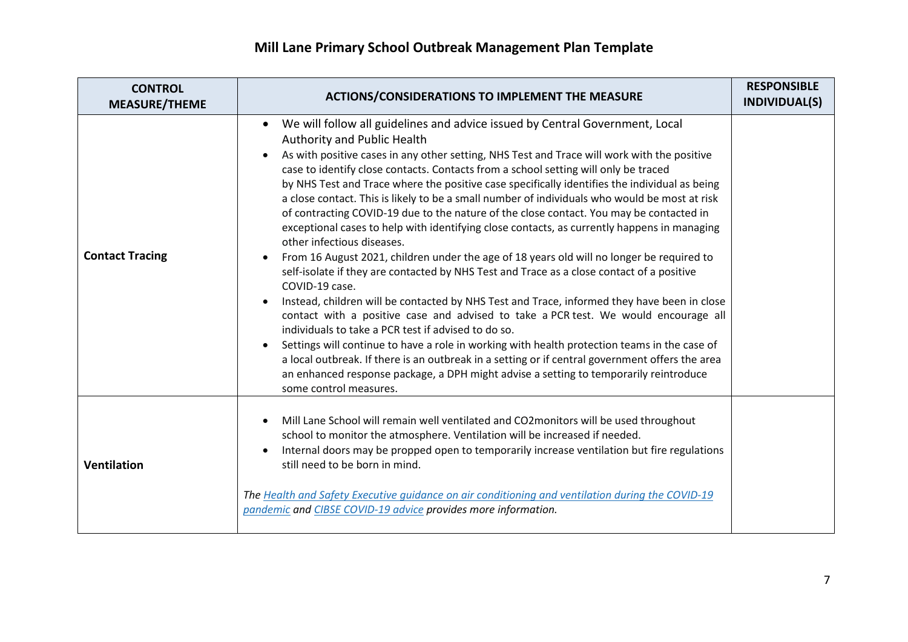# Mill Lane Primary School Outbreak Management Plan Template

| CONTROL MEASURE/THEME | ACTIONS/CONSIDERATIONS TO IMPLEMENT THE MEASURE | RESPONSIBLE INDIVIDUAL(S) |
|---|---|---|
| **Contact Tracing** | • We will follow all guidelines and advice issued by Central Government, Local Authority and Public Health<br>• As with positive cases in any other setting, NHS Test and Trace will work with the positive case to identify close contacts. Contacts from a school setting will only be traced by NHS Test and Trace where the positive case specifically identifies the individual as being a close contact. This is likely to be a small number of individuals who would be most at risk of contracting COVID-19 due to the nature of the close contact. You may be contacted in exceptional cases to help with identifying close contacts, as currently happens in managing other infectious diseases.<br>• From 16 August 2021, children under the age of 18 years old will no longer be required to self-isolate if they are contacted by NHS Test and Trace as a close contact of a positive COVID-19 case.<br>• Instead, children will be contacted by NHS Test and Trace, informed they have been in close contact with a positive case and advised to take a PCR test. We would encourage all individuals to take a PCR test if advised to do so.<br>• Settings will continue to have a role in working with health protection teams in the case of a local outbreak. If there is an outbreak in a setting or if central government offers the area an enhanced response package, a DPH might advise a setting to temporarily reintroduce some control measures. | |
| **Ventilation** | • Mill Lane School will remain well ventilated and CO2monitors will be used throughout school to monitor the atmosphere. Ventilation will be increased if needed.<br>• Internal doors may be propped open to temporarily increase ventilation but fire regulations still need to be born in mind.<br><br>*The Health and Safety Executive guidance on air conditioning and ventilation during the COVID-19 pandemic and CIBSE COVID-19 advice provides more information.* | |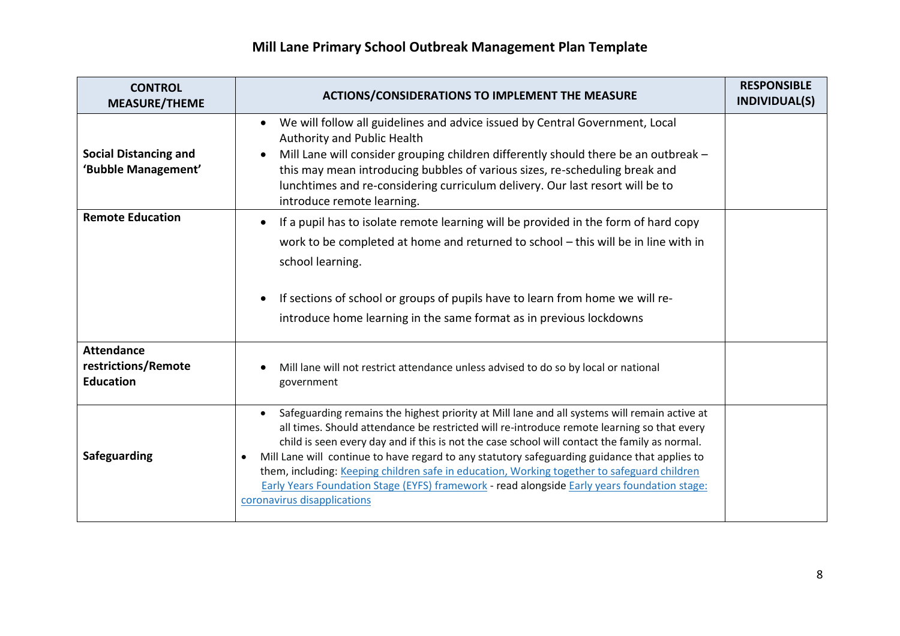# Mill Lane Primary School Outbreak Management Plan Template

| CONTROL MEASURE/THEME | ACTIONS/CONSIDERATIONS TO IMPLEMENT THE MEASURE | RESPONSIBLE INDIVIDUAL(S) |
|---|---|---|
| **Social Distancing and 'Bubble Management'** | • We will follow all guidelines and advice issued by Central Government, Local Authority and Public Health<br>• Mill Lane will consider grouping children differently should there be an outbreak – this may mean introducing bubbles of various sizes, re-scheduling break and lunchtimes and re-considering curriculum delivery. Our last resort will be to introduce remote learning. | |
| **Remote Education** | • If a pupil has to isolate remote learning will be provided in the form of hard copy work to be completed at home and returned to school – this will be in line with in school learning.<br>• If sections of school or groups of pupils have to learn from home we will re-introduce home learning in the same format as in previous lockdowns | |
| **Attendance restrictions/Remote Education** | • Mill lane will not restrict attendance unless advised to do so by local or national government | |
| **Safeguarding** | • Safeguarding remains the highest priority at Mill lane and all systems will remain active at all times. Should attendance be restricted will re-introduce remote learning so that every child is seen every day and if this is not the case school will contact the family as normal.<br>• Mill Lane will continue to have regard to any statutory safeguarding guidance that applies to them, including: Keeping children safe in education, Working together to safeguard children Early Years Foundation Stage (EYFS) framework - read alongside Early years foundation stage: coronavirus disapplications | |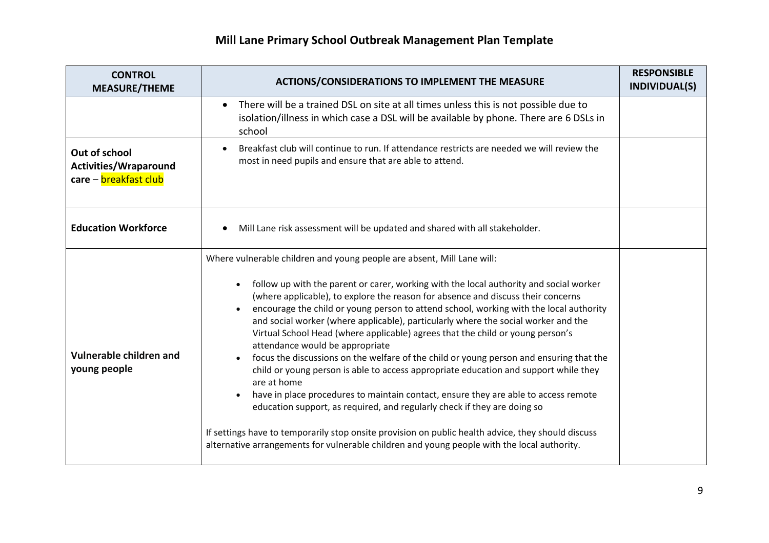# Mill Lane Primary School Outbreak Management Plan Template

| CONTROL MEASURE/THEME | ACTIONS/CONSIDERATIONS TO IMPLEMENT THE MEASURE | RESPONSIBLE INDIVIDUAL(S) |
|---|---|---|
| | • There will be a trained DSL on site at all times unless this is not possible due to isolation/illness in which case a DSL will be available by phone. There are 6 DSLs in school | |
| **Out of school Activities/Wraparound care** – breakfast club | • Breakfast club will continue to run. If attendance restricts are needed we will review the most in need pupils and ensure that are able to attend. | |
| **Education Workforce** | • Mill Lane risk assessment will be updated and shared with all stakeholder. | |
| **Vulnerable children and young people** | Where vulnerable children and young people are absent, Mill Lane will:<br><br>• follow up with the parent or carer, working with the local authority and social worker (where applicable), to explore the reason for absence and discuss their concerns<br>• encourage the child or young person to attend school, working with the local authority and social worker (where applicable), particularly where the social worker and the Virtual School Head (where applicable) agrees that the child or young person's attendance would be appropriate<br>• focus the discussions on the welfare of the child or young person and ensuring that the child or young person is able to access appropriate education and support while they are at home<br>• have in place procedures to maintain contact, ensure they are able to access remote education support, as required, and regularly check if they are doing so<br><br>If settings have to temporarily stop onsite provision on public health advice, they should discuss alternative arrangements for vulnerable children and young people with the local authority. | |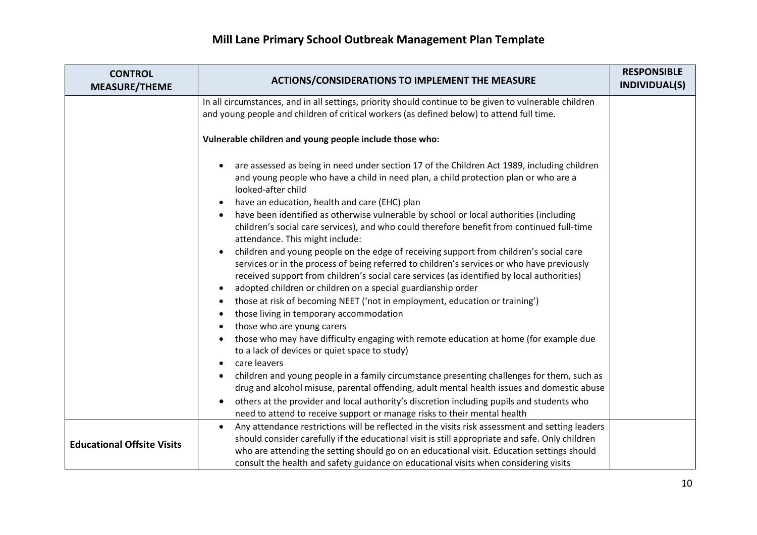# Mill Lane Primary School Outbreak Management Plan Template

| CONTROL MEASURE/THEME | ACTIONS/CONSIDERATIONS TO IMPLEMENT THE MEASURE | RESPONSIBLE INDIVIDUAL(S) |
|---|---|---|
| | In all circumstances, and in all settings, priority should continue to be given to vulnerable children and young people and children of critical workers (as defined below) to attend full time.<br><br>**Vulnerable children and young people include those who:**<br><br>• are assessed as being in need under section 17 of the Children Act 1989, including children and young people who have a child in need plan, a child protection plan or who are a looked-after child<br>• have an education, health and care (EHC) plan<br>• have been identified as otherwise vulnerable by school or local authorities (including children's social care services), and who could therefore benefit from continued full-time attendance. This might include:<br>• children and young people on the edge of receiving support from children's social care services or in the process of being referred to children's services or who have previously received support from children's social care services (as identified by local authorities)<br>• adopted children or children on a special guardianship order<br>• those at risk of becoming NEET ('not in employment, education or training')<br>• those living in temporary accommodation<br>• those who are young carers<br>• those who may have difficulty engaging with remote education at home (for example due to a lack of devices or quiet space to study)<br>• care leavers<br>• children and young people in a family circumstance presenting challenges for them, such as drug and alcohol misuse, parental offending, adult mental health issues and domestic abuse<br>• others at the provider and local authority's discretion including pupils and students who need to attend to receive support or manage risks to their mental health | |
| **Educational Offsite Visits** | • Any attendance restrictions will be reflected in the visits risk assessment and setting leaders should consider carefully if the educational visit is still appropriate and safe. Only children who are attending the setting should go on an educational visit. Education settings should consult the health and safety guidance on educational visits when considering visits | |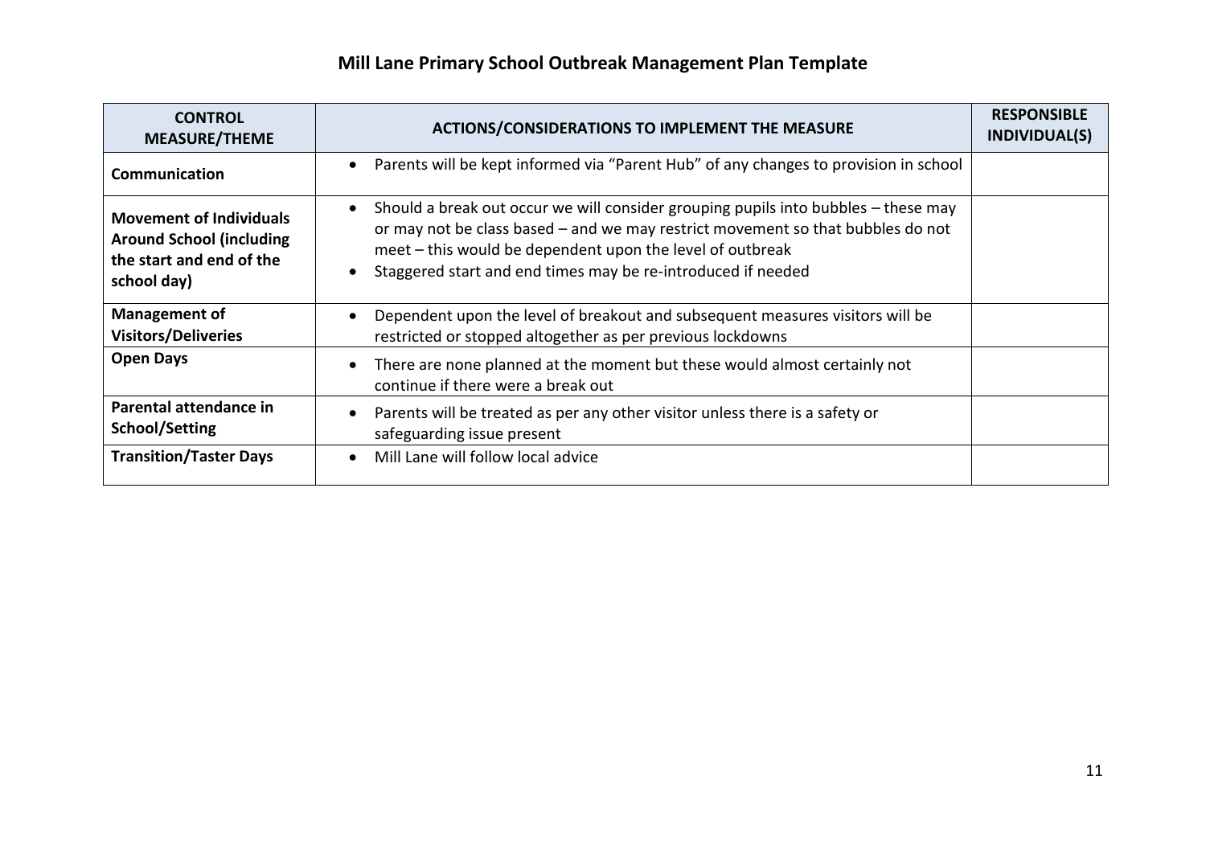# Mill Lane Primary School Outbreak Management Plan Template

| CONTROL MEASURE/THEME | ACTIONS/CONSIDERATIONS TO IMPLEMENT THE MEASURE | RESPONSIBLE INDIVIDUAL(S) |
|---|---|---|
| **Communication** | • Parents will be kept informed via "Parent Hub" of any changes to provision in school | |
| **Movement of Individuals Around School (including the start and end of the school day)** | • Should a break out occur we will consider grouping pupils into bubbles – these may or may not be class based – and we may restrict movement so that bubbles do not meet – this would be dependent upon the level of outbreak<br>• Staggered start and end times may be re-introduced if needed | |
| **Management of Visitors/Deliveries** | • Dependent upon the level of breakout and subsequent measures visitors will be restricted or stopped altogether as per previous lockdowns | |
| **Open Days** | • There are none planned at the moment but these would almost certainly not continue if there were a break out | |
| **Parental attendance in School/Setting** | • Parents will be treated as per any other visitor unless there is a safety or safeguarding issue present | |
| **Transition/Taster Days** | • Mill Lane will follow local advice | |